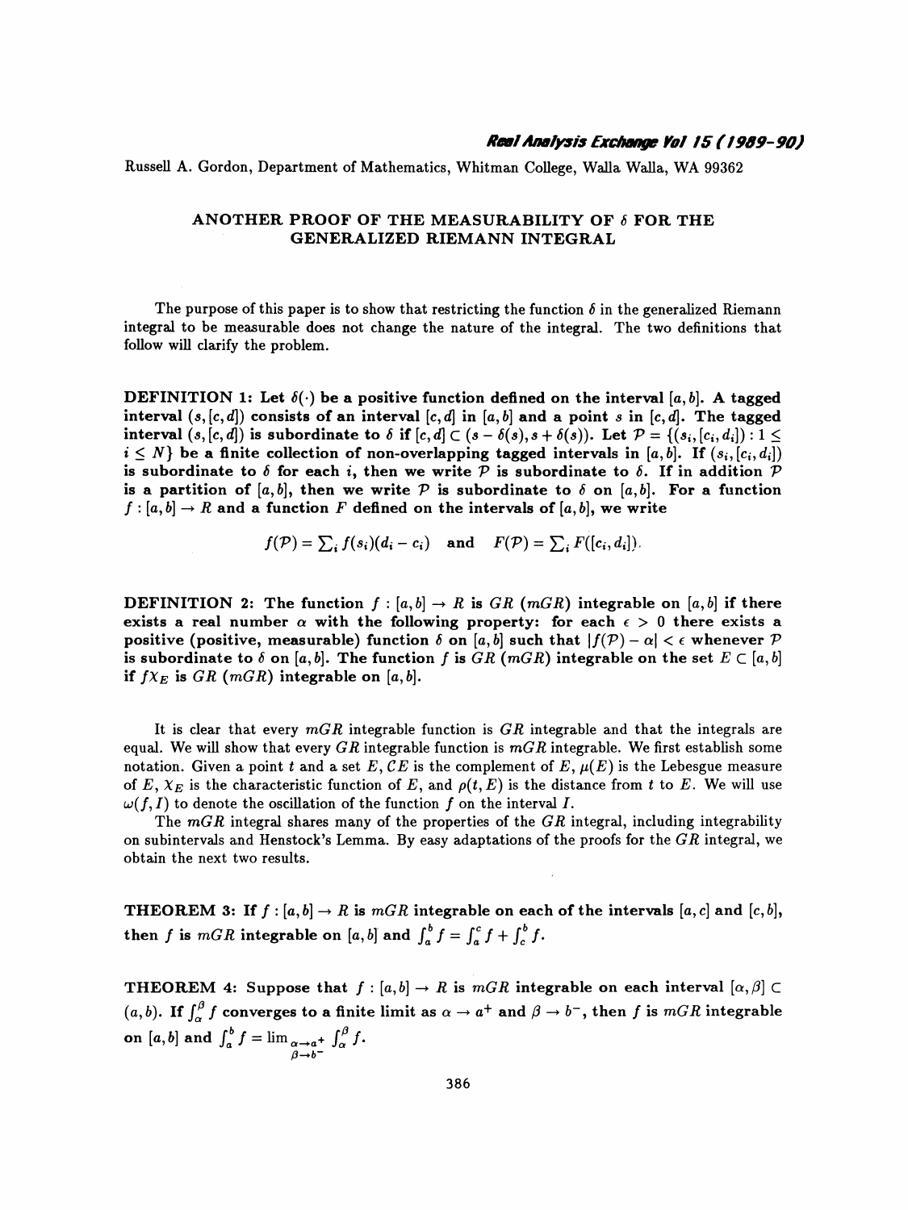Russell A. Gordon, Department of Mathematics, Whitman College, Walla Walla, WA 99362

# ANOTHER PROOF OF THE MEASURABILITY OF $\delta$ FOR THE GENERALIZED RIEMANN INTEGRAL

The purpose of this paper is to show that restricting the function $\delta$ in the generalized Riemann integral to be measurable does not change the nature of the integral. The two definitions that follow will clarify the problem.

**DEFINITION 1: Let $\delta(\cdot)$ be a positive function defined on the interval $[a, b]$. A tagged interval $(s, [c, d])$ consists of an interval $[c, d]$ in $[a, b]$ and a point $s$ in $[c, d]$. The tagged interval $(s, [c, d])$ is subordinate to $\delta$ if $[c, d] \subset (s - \delta(s), s + \delta(s))$. Let $\mathcal{P} = \{(s_i, [c_i, d_i]) : 1 \leq i \leq N\}$ be a finite collection of non-overlapping tagged intervals in $[a, b]$. If $(s_i, [c_i, d_i])$ is subordinate to $\delta$ for each $i$, then we write $\mathcal{P}$ is subordinate to $\delta$. If in addition $\mathcal{P}$ is a partition of $[a, b]$, then we write $\mathcal{P}$ is subordinate to $\delta$ on $[a, b]$. For a function $f : [a, b] \to R$ and a function $F$ defined on the intervals of $[a, b]$, we write**

$$f(\mathcal{P}) = \textstyle\sum_i f(s_i)(d_i - c_i) \quad \text{and} \quad F(\mathcal{P}) = \sum_i F([c_i, d_i]).$$

**DEFINITION 2: The function $f : [a, b] \to R$ is $GR$ ($mGR$) integrable on $[a, b]$ if there exists a real number $\alpha$ with the following property: for each $\epsilon > 0$ there exists a positive (positive, measurable) function $\delta$ on $[a, b]$ such that $|f(\mathcal{P}) - \alpha| < \epsilon$ whenever $\mathcal{P}$ is subordinate to $\delta$ on $[a, b]$. The function $f$ is $GR$ ($mGR$) integrable on the set $E \subset [a, b]$ if $f\chi_E$ is $GR$ ($mGR$) integrable on $[a, b]$.**

It is clear that every $mGR$ integrable function is $GR$ integrable and that the integrals are equal. We will show that every $GR$ integrable function is $mGR$ integrable. We first establish some notation. Given a point $t$ and a set $E$, $\mathcal{C}E$ is the complement of $E$, $\mu(E)$ is the Lebesgue measure of $E$, $\chi_E$ is the characteristic function of $E$, and $\rho(t, E)$ is the distance from $t$ to $E$. We will use $\omega(f, I)$ to denote the oscillation of the function $f$ on the interval $I$.

The $mGR$ integral shares many of the properties of the $GR$ integral, including integrability on subintervals and Henstock's Lemma. By easy adaptations of the proofs for the $GR$ integral, we obtain the next two results.

**THEOREM 3: If $f : [a, b] \to R$ is $mGR$ integrable on each of the intervals $[a, c]$ and $[c, b]$, then $f$ is $mGR$ integrable on $[a, b]$ and $\int_a^b f = \int_a^c f + \int_c^b f$.**

**THEOREM 4: Suppose that $f : [a, b] \to R$ is $mGR$ integrable on each interval $[\alpha, \beta] \subset (a, b)$. If $\int_\alpha^\beta f$ converges to a finite limit as $\alpha \to a^+$ and $\beta \to b^-$, then $f$ is $mGR$ integrable on $[a, b]$ and $\int_a^b f = \lim_{\substack{\alpha \to a^+ \\ \beta \to b^-}} \int_\alpha^\beta f$.**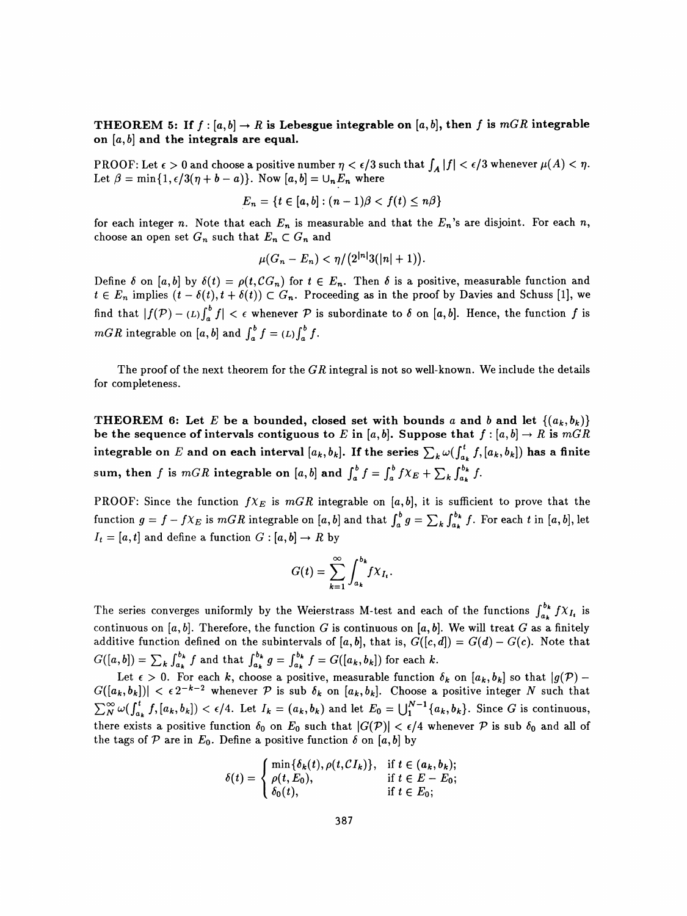**THEOREM 5: If $f : [a,b] \to R$ is Lebesgue integrable on $[a,b]$, then $f$ is $mGR$ integrable on $[a,b]$ and the integrals are equal.**

PROOF: Let $\epsilon > 0$ and choose a positive number $\eta < \epsilon/3$ such that $\int_A |f| < \epsilon/3$ whenever $\mu(A) < \eta$. Let $\beta = \min\{1, \epsilon/3(\eta + b - a)\}$. Now $[a,b] = \cup_n E_n$ where

$$E_n = \{t \in [a,b] : (n-1)\beta < f(t) \leq n\beta\}$$

for each integer $n$. Note that each $E_n$ is measurable and that the $E_n$'s are disjoint. For each $n$, choose an open set $G_n$ such that $E_n \subset G_n$ and

$$\mu(G_n - E_n) < \eta / \big(2^{|n|} 3(|n| + 1)\big).$$

Define $\delta$ on $[a,b]$ by $\delta(t) = \rho(t, \mathcal{C}G_n)$ for $t \in E_n$. Then $\delta$ is a positive, measurable function and $t \in E_n$ implies $(t - \delta(t), t + \delta(t)) \subset G_n$. Proceeding as in the proof by Davies and Schuss [1], we find that $|f(\mathcal{P}) - {}_{(L)}\int_a^b f| < \epsilon$ whenever $\mathcal{P}$ is subordinate to $\delta$ on $[a,b]$. Hence, the function $f$ is $mGR$ integrable on $[a,b]$ and $\int_a^b f = {}_{(L)}\int_a^b f$.

The proof of the next theorem for the $GR$ integral is not so well-known. We include the details for completeness.

**THEOREM 6: Let $E$ be a bounded, closed set with bounds $a$ and $b$ and let $\{(a_k, b_k)\}$ be the sequence of intervals contiguous to $E$ in $[a,b]$. Suppose that $f : [a,b] \to R$ is $mGR$ integrable on $E$ and on each interval $[a_k, b_k]$. If the series $\sum_k \omega(\int_{a_k}^t f, [a_k, b_k])$ has a finite sum, then $f$ is $mGR$ integrable on $[a,b]$ and $\int_a^b f = \int_a^b f\chi_E + \sum_k \int_{a_k}^{b_k} f$.**

PROOF: Since the function $f\chi_E$ is $mGR$ integrable on $[a,b]$, it is sufficient to prove that the function $g = f - f\chi_E$ is $mGR$ integrable on $[a,b]$ and that $\int_a^b g = \sum_k \int_{a_k}^{b_k} f$. For each $t$ in $[a,b]$, let $I_t = [a,t]$ and define a function $G : [a,b] \to R$ by

$$G(t) = \sum_{k=1}^{\infty} \int_{a_k}^{b_k} f\chi_{I_t}.$$

The series converges uniformly by the Weierstrass M-test and each of the functions $\int_{a_k}^{b_k} f\chi_{I_t}$ is continuous on $[a,b]$. Therefore, the function $G$ is continuous on $[a,b]$. We will treat $G$ as a finitely additive function defined on the subintervals of $[a,b]$, that is, $G([c,d]) = G(d) - G(c)$. Note that $G([a,b]) = \sum_k \int_{a_k}^{b_k} f$ and that $\int_{a_k}^{b_k} g = \int_{a_k}^{b_k} f = G([a_k, b_k])$ for each $k$.

Let $\epsilon > 0$. For each $k$, choose a positive, measurable function $\delta_k$ on $[a_k, b_k]$ so that $|g(\mathcal{P}) - G([a_k, b_k])| < \epsilon 2^{-k-2}$ whenever $\mathcal{P}$ is sub $\delta_k$ on $[a_k, b_k]$. Choose a positive integer $N$ such that $\sum_N^\infty \omega(\int_{a_k}^t f, [a_k, b_k]) < \epsilon/4$. Let $I_k = (a_k, b_k)$ and let $E_0 = \bigcup_1^{N-1}\{a_k, b_k\}$. Since $G$ is continuous, there exists a positive function $\delta_0$ on $E_0$ such that $|G(\mathcal{P})| < \epsilon/4$ whenever $\mathcal{P}$ is sub $\delta_0$ and all of the tags of $\mathcal{P}$ are in $E_0$. Define a positive function $\delta$ on $[a,b]$ by

$$\delta(t) = \begin{cases} \min\{\delta_k(t), \rho(t, \mathcal{C}I_k)\}, & \text{if } t \in (a_k, b_k); \\ \rho(t, E_0), & \text{if } t \in E - E_0; \\ \delta_0(t), & \text{if } t \in E_0; \end{cases}$$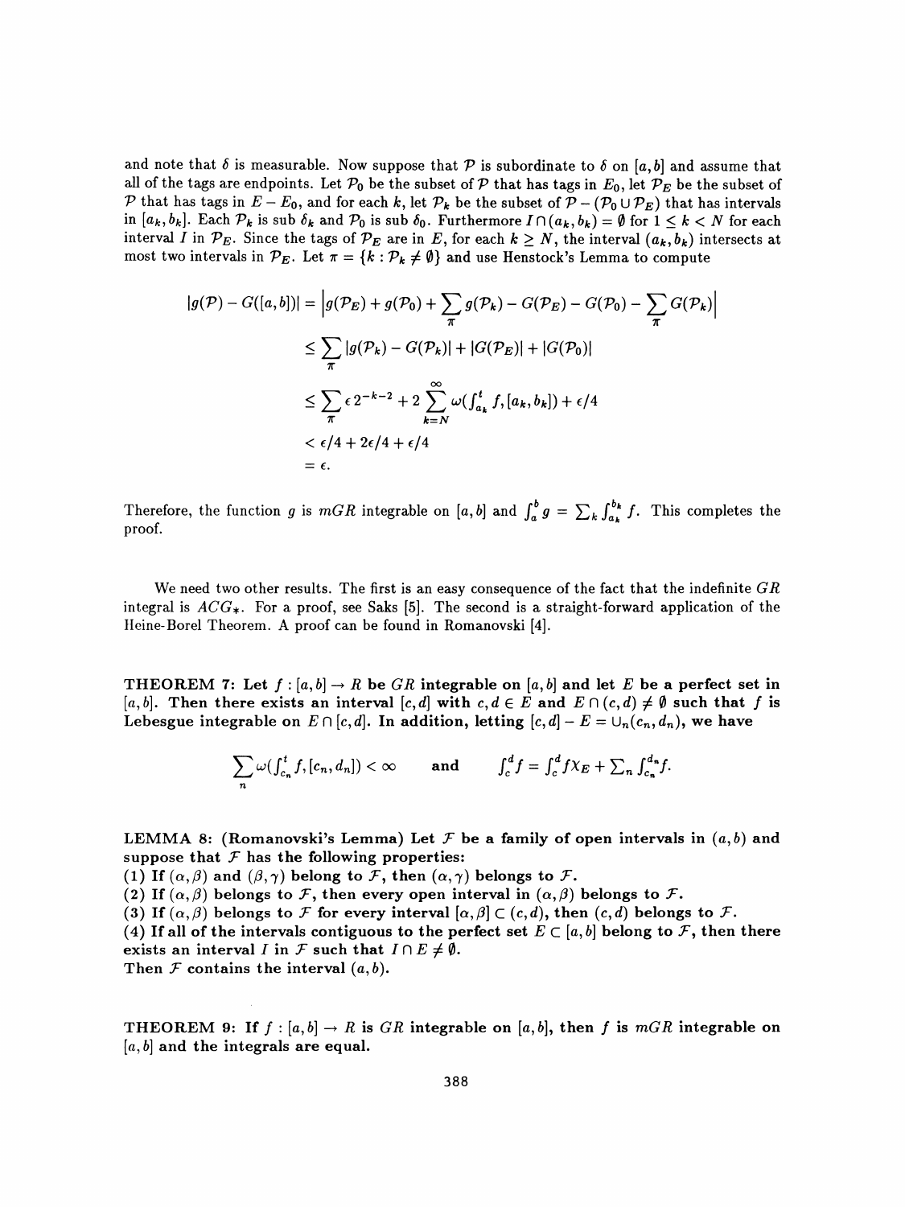and note that $\delta$ is measurable. Now suppose that $\mathcal{P}$ is subordinate to $\delta$ on $[a,b]$ and assume that all of the tags are endpoints. Let $\mathcal{P}_0$ be the subset of $\mathcal{P}$ that has tags in $E_0$, let $\mathcal{P}_E$ be the subset of $\mathcal{P}$ that has tags in $E - E_0$, and for each $k$, let $\mathcal{P}_k$ be the subset of $\mathcal{P} - (\mathcal{P}_0 \cup \mathcal{P}_E)$ that has intervals in $[a_k, b_k]$. Each $\mathcal{P}_k$ is sub $\delta_k$ and $\mathcal{P}_0$ is sub $\delta_0$. Furthermore $I \cap (a_k, b_k) = \emptyset$ for $1 \leq k < N$ for each interval $I$ in $\mathcal{P}_E$. Since the tags of $\mathcal{P}_E$ are in $E$, for each $k \geq N$, the interval $(a_k, b_k)$ intersects at most two intervals in $\mathcal{P}_E$. Let $\pi = \{k : \mathcal{P}_k \neq \emptyset\}$ and use Henstock's Lemma to compute

$$
\begin{aligned}
|g(\mathcal{P}) - G([a,b])| &= \left| g(\mathcal{P}_E) + g(\mathcal{P}_0) + \sum_{\pi} g(\mathcal{P}_k) - G(\mathcal{P}_E) - G(\mathcal{P}_0) - \sum_{\pi} G(\mathcal{P}_k) \right| \\
&\leq \sum_{\pi} |g(\mathcal{P}_k) - G(\mathcal{P}_k)| + |G(\mathcal{P}_E)| + |G(\mathcal{P}_0)| \\
&\leq \sum_{\pi} \epsilon\, 2^{-k-2} + 2 \sum_{k=N}^{\infty} \omega(\textstyle\int_{a_k}^{t} f, [a_k, b_k]) + \epsilon/4 \\
&< \epsilon/4 + 2\epsilon/4 + \epsilon/4 \\
&= \epsilon.
\end{aligned}
$$

Therefore, the function $g$ is $mGR$ integrable on $[a,b]$ and $\int_a^b g = \sum_k \int_{a_k}^{b_k} f$. This completes the proof.

We need two other results. The first is an easy consequence of the fact that the indefinite $GR$ integral is $ACG_*$. For a proof, see Saks [5]. The second is a straight-forward application of the Heine-Borel Theorem. A proof can be found in Romanovski [4].

**THEOREM 7: Let $f : [a,b] \to R$ be $GR$ integrable on $[a,b]$ and let $E$ be a perfect set in $[a,b]$. Then there exists an interval $[c,d]$ with $c, d \in E$ and $E \cap (c,d) \neq \emptyset$ such that $f$ is Lebesgue integrable on $E \cap [c,d]$. In addition, letting $[c,d] - E = \cup_n (c_n, d_n)$, we have**

$$
\sum_n \omega(\textstyle\int_{c_n}^{t} f, [c_n, d_n]) < \infty \qquad \textbf{and} \qquad \int_c^d f = \int_c^d f \chi_E + \sum_n \int_{c_n}^{d_n} f.
$$

**LEMMA 8: (Romanovski's Lemma) Let $\mathcal{F}$ be a family of open intervals in $(a,b)$ and suppose that $\mathcal{F}$ has the following properties:**
**(1) If $(\alpha, \beta)$ and $(\beta, \gamma)$ belong to $\mathcal{F}$, then $(\alpha, \gamma)$ belongs to $\mathcal{F}$.**
**(2) If $(\alpha, \beta)$ belongs to $\mathcal{F}$, then every open interval in $(\alpha, \beta)$ belongs to $\mathcal{F}$.**
**(3) If $(\alpha, \beta)$ belongs to $\mathcal{F}$ for every interval $[\alpha, \beta] \subset (c,d)$, then $(c,d)$ belongs to $\mathcal{F}$.**
**(4) If all of the intervals contiguous to the perfect set $E \subset [a,b]$ belong to $\mathcal{F}$, then there exists an interval $I$ in $\mathcal{F}$ such that $I \cap E \neq \emptyset$.**
**Then $\mathcal{F}$ contains the interval $(a,b)$.**

**THEOREM 9: If $f : [a,b] \to R$ is $GR$ integrable on $[a,b]$, then $f$ is $mGR$ integrable on $[a,b]$ and the integrals are equal.**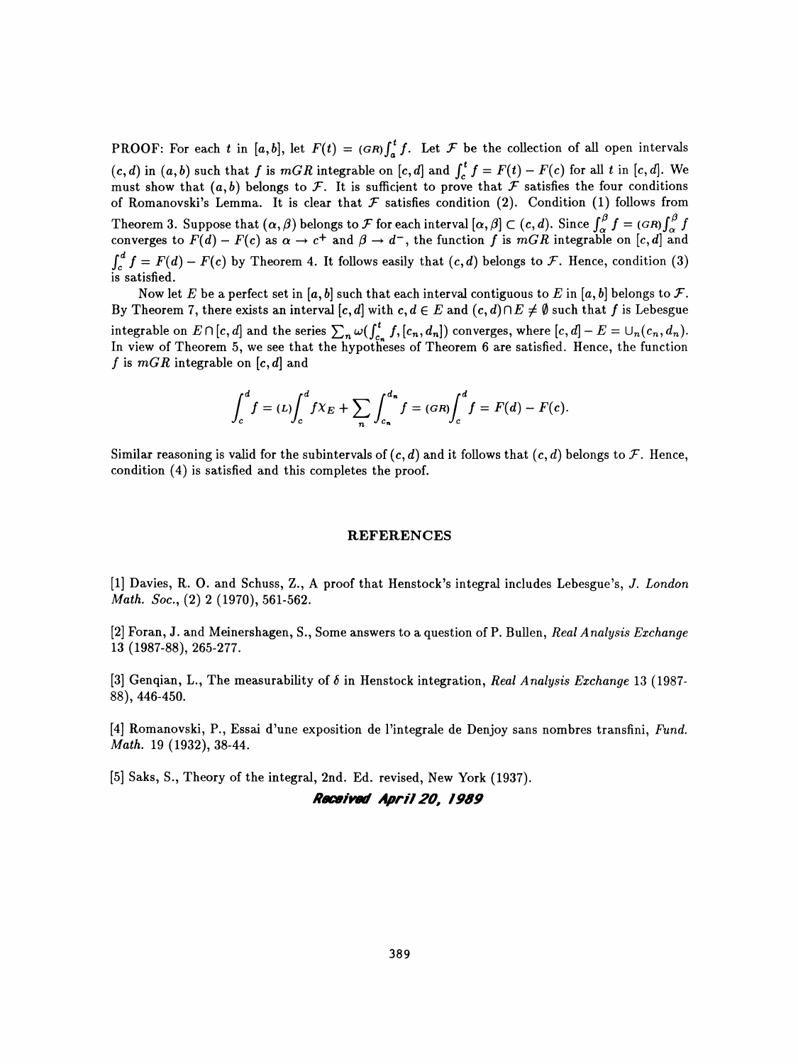PROOF: For each $t$ in $[a,b]$, let $F(t) = (GR)\int_a^t f$. Let $\mathcal{F}$ be the collection of all open intervals $(c,d)$ in $(a,b)$ such that $f$ is $mGR$ integrable on $[c,d]$ and $\int_c^t f = F(t) - F(c)$ for all $t$ in $[c,d]$. We must show that $(a,b)$ belongs to $\mathcal{F}$. It is sufficient to prove that $\mathcal{F}$ satisfies the four conditions of Romanovski's Lemma. It is clear that $\mathcal{F}$ satisfies condition (2). Condition (1) follows from Theorem 3. Suppose that $(\alpha,\beta)$ belongs to $\mathcal{F}$ for each interval $[\alpha,\beta] \subset (c,d)$. Since $\int_\alpha^\beta f = (GR)\int_\alpha^\beta f$ converges to $F(d) - F(c)$ as $\alpha \to c^+$ and $\beta \to d^-$, the function $f$ is $mGR$ integrable on $[c,d]$ and $\int_c^d f = F(d) - F(c)$ by Theorem 4. It follows easily that $(c,d)$ belongs to $\mathcal{F}$. Hence, condition (3) is satisfied.

Now let $E$ be a perfect set in $[a,b]$ such that each interval contiguous to $E$ in $[a,b]$ belongs to $\mathcal{F}$. By Theorem 7, there exists an interval $[c,d]$ with $c,d \in E$ and $(c,d) \cap E \neq \emptyset$ such that $f$ is Lebesgue integrable on $E \cap [c,d]$ and the series $\sum_n \omega(\int_{c_n}^t f, [c_n,d_n])$ converges, where $[c,d] - E = \cup_n(c_n,d_n)$. In view of Theorem 5, we see that the hypotheses of Theorem 6 are satisfied. Hence, the function $f$ is $mGR$ integrable on $[c,d]$ and

$$\int_c^d f = (L)\int_c^d f\chi_E + \sum_n \int_{c_n}^{d_n} f = (GR)\int_c^d f = F(d) - F(c).$$

Similar reasoning is valid for the subintervals of $(c,d)$ and it follows that $(c,d)$ belongs to $\mathcal{F}$. Hence, condition (4) is satisfied and this completes the proof.

## REFERENCES

[1] Davies, R. O. and Schuss, Z., A proof that Henstock's integral includes Lebesgue's, *J. London Math. Soc.*, (2) 2 (1970), 561-562.

[2] Foran, J. and Meinershagen, S., Some answers to a question of P. Bullen, *Real Analysis Exchange* 13 (1987-88), 265-277.

[3] Genqian, L., The measurability of $\delta$ in Henstock integration, *Real Analysis Exchange* 13 (1987-88), 446-450.

[4] Romanovski, P., Essai d'une exposition de l'integrale de Denjoy sans nombres transfini, *Fund. Math.* 19 (1932), 38-44.

[5] Saks, S., Theory of the integral, 2nd. Ed. revised, New York (1937).

***Received April 20, 1989***